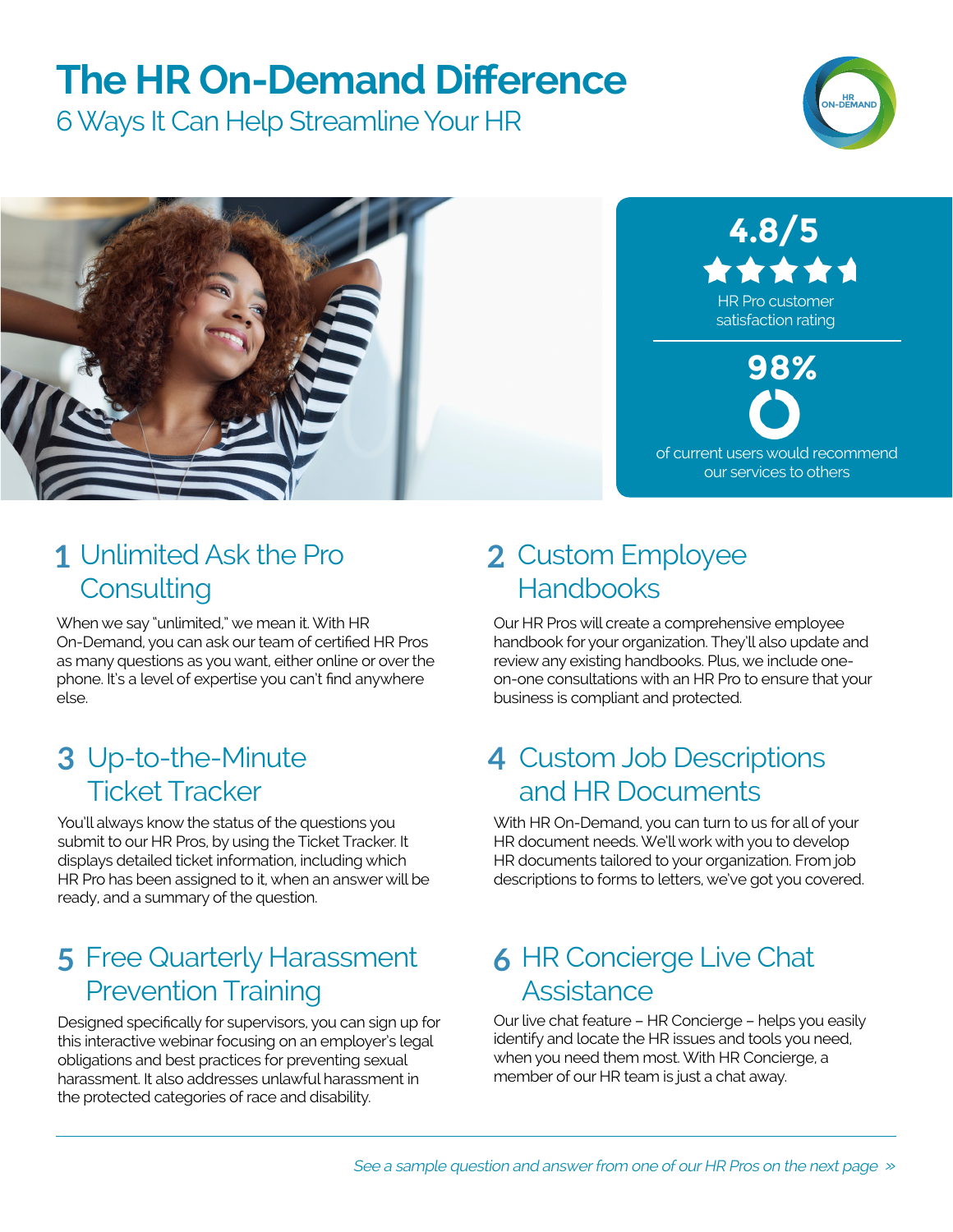# The HR On-Demand Difference

## 6 Ways It Can Help Streamline Your HR

**4.8/5**

HR Pro customer satisfaction rating

**98%**

of current users would recommend our services to others

## 1 Unlimited Ask the Pro Consulting

When we say "unlimited," we mean it. With HR On-Demand, you can ask our team of certified HR Pros as many questions as you want, either online or over the phone. It's a level of expertise you can't find anywhere else.

## 2 Custom Employee Handbooks

Our HR Pros will create a comprehensive employee handbook for your organization. They'll also update and review any existing handbooks. Plus, we include one-on-one consultations with an HR Pro to ensure that your business is compliant and protected.

## 3 Up-to-the-Minute Ticket Tracker

You'll always know the status of the questions you submit to our HR Pros, by using the Ticket Tracker. It displays detailed ticket information, including which HR Pro has been assigned to it, when an answer will be ready, and a summary of the question.

## 4 Custom Job Descriptions and HR Documents

With HR On-Demand, you can turn to us for all of your HR document needs. We'll work with you to develop HR documents tailored to your organization. From job descriptions to forms to letters, we've got you covered.

## 5 Free Quarterly Harassment Prevention Training

Designed specifically for supervisors, you can sign up for this interactive webinar focusing on an employer's legal obligations and best practices for preventing sexual harassment. It also addresses unlawful harassment in the protected categories of race and disability.

## 6 HR Concierge Live Chat Assistance

Our live chat feature – HR Concierge – helps you easily identify and locate the HR issues and tools you need, when you need them most. With HR Concierge, a member of our HR team is just a chat away.

---

*See a sample question and answer from one of our HR Pros on the next page »*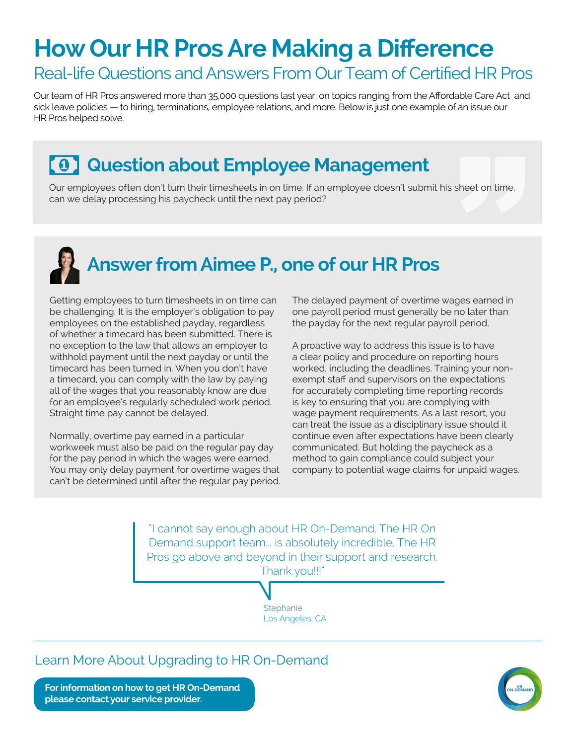# How Our HR Pros Are Making a Difference

## Real-life Questions and Answers From Our Team of Certified HR Pros

Our team of HR Pros answered more than 35,000 questions last year, on topics ranging from the Affordable Care Act and sick leave policies — to hiring, terminations, employee relations, and more. Below is just one example of an issue our HR Pros helped solve.

## Question about Employee Management

Our employees often don't turn their timesheets in on time. If an employee doesn't submit his sheet on time, can we delay processing his paycheck until the next pay period?

## Answer from Aimee P., one of our HR Pros

Getting employees to turn timesheets in on time can be challenging. It is the employer's obligation to pay employees on the established payday, regardless of whether a timecard has been submitted. There is no exception to the law that allows an employer to withhold payment until the next payday or until the timecard has been turned in. When you don't have a timecard, you can comply with the law by paying all of the wages that you reasonably know are due for an employee's regularly scheduled work period. Straight time pay cannot be delayed.

Normally, overtime pay earned in a particular workweek must also be paid on the regular pay day for the pay period in which the wages were earned. You may only delay payment for overtime wages that can't be determined until after the regular pay period. The delayed payment of overtime wages earned in one payroll period must generally be no later than the payday for the next regular payroll period.

A proactive way to address this issue is to have a clear policy and procedure on reporting hours worked, including the deadlines. Training your non-exempt staff and supervisors on the expectations for accurately completing time reporting records is key to ensuring that you are complying with wage payment requirements. As a last resort, you can treat the issue as a disciplinary issue should it continue even after expectations have been clearly communicated. But holding the paycheck as a method to gain compliance could subject your company to potential wage claims for unpaid wages.

> "I cannot say enough about HR On-Demand. The HR On Demand support team... is absolutely incredible. The HR Pros go above and beyond in their support and research. Thank you!!!"

Stephanie
Los Angeles, CA

## Learn More About Upgrading to HR On-Demand

**For information on how to get HR On-Demand please contact your service provider.**